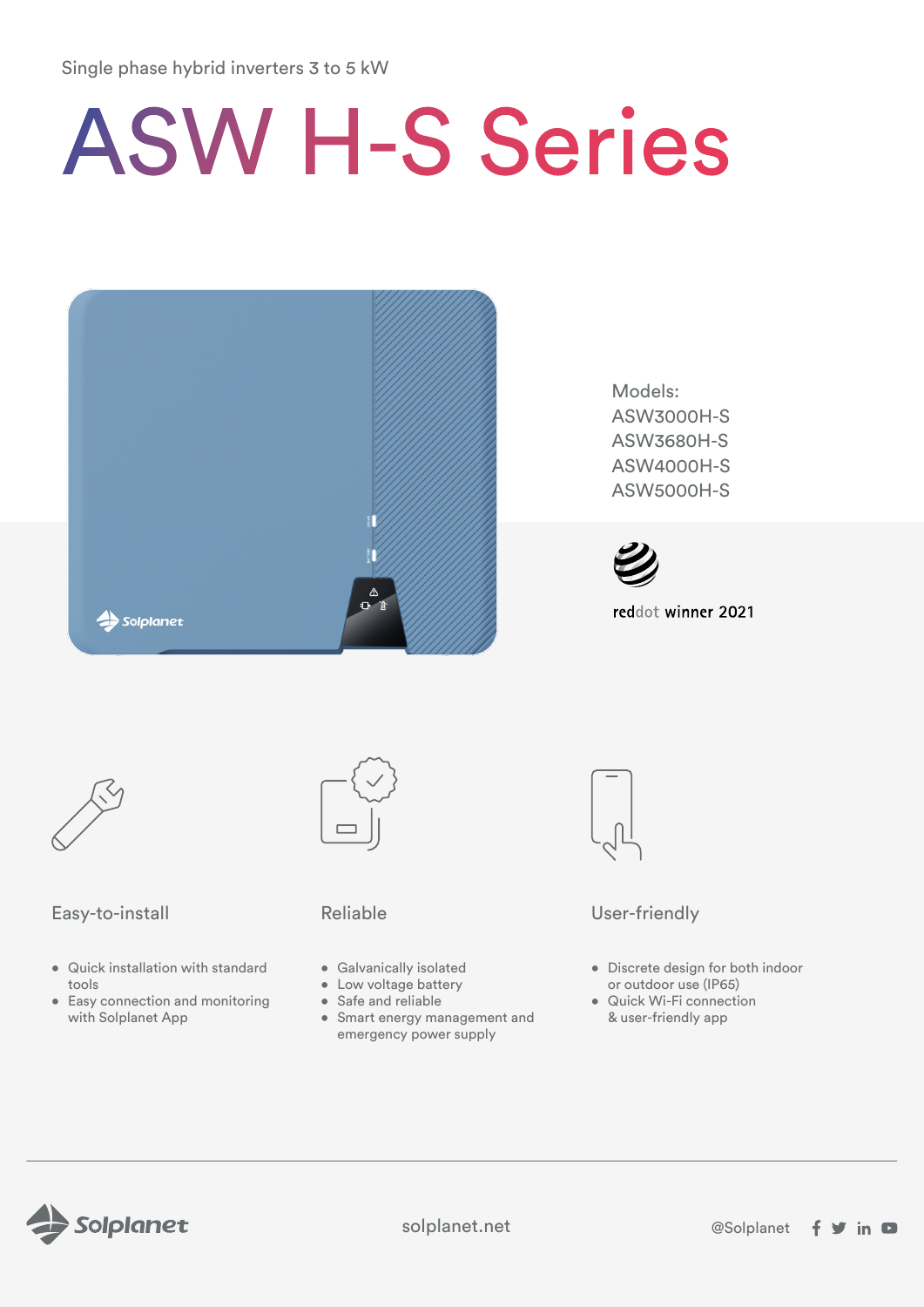Single phase hybrid inverters 3 to 5 kW

# ASW H-S Series

Models:
ASW3000H-S
ASW3680H-S
ASW4000H-S
ASW5000H-S

reddot winner 2021

## Easy-to-install

- Quick installation with standard tools
- Easy connection and monitoring with Solplanet App

## Reliable

- Galvanically isolated
- Low voltage battery
- Safe and reliable
- Smart energy management and emergency power supply

## User-friendly

- Discrete design for both indoor or outdoor use (IP65)
- Quick Wi-Fi connection & user-friendly app

Solplanet

solplanet.net

@Solplanet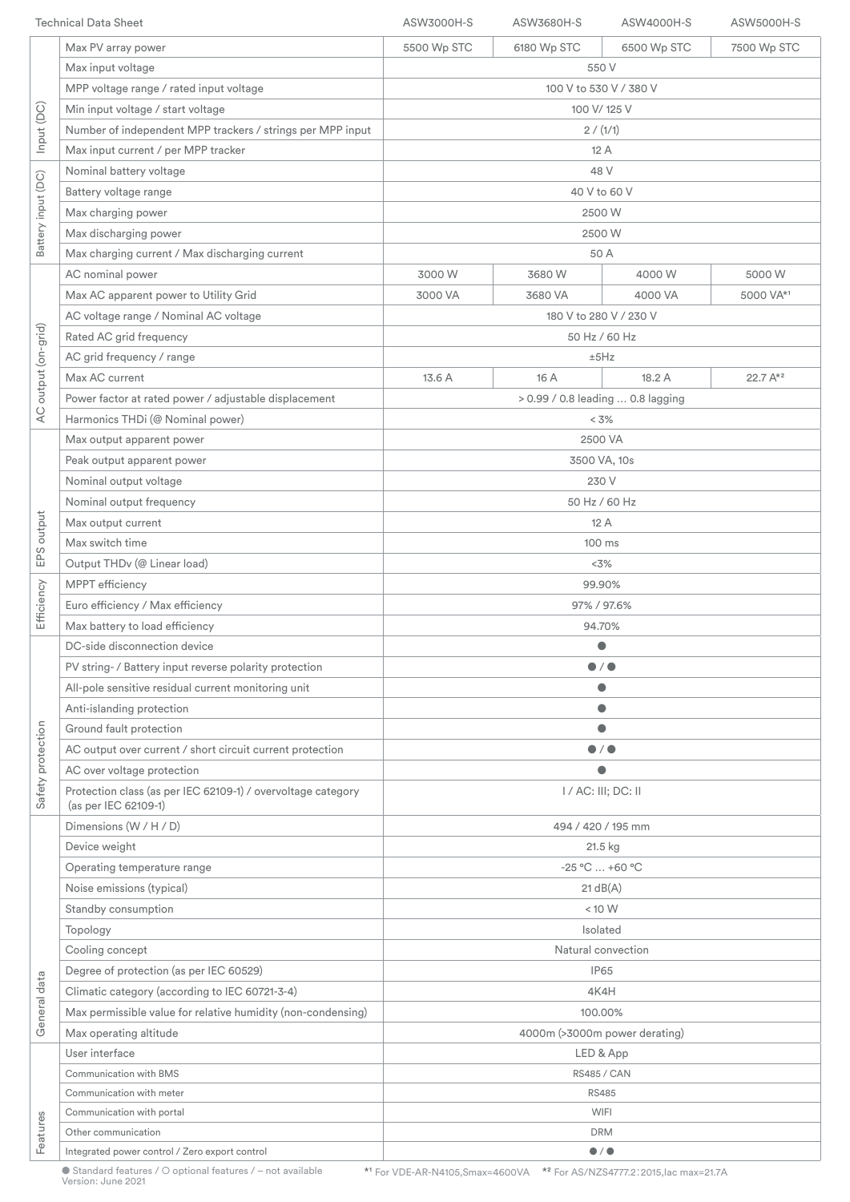| Technical Data Sheet | | ASW3000H-S | ASW3680H-S | ASW4000H-S | ASW5000H-S |
|---|---|---|---|---|---|
| Input (DC) | Max PV array power | 5500 Wp STC | 6180 Wp STC | 6500 Wp STC | 7500 Wp STC |
| | Max input voltage | 550 V | | | |
| | MPP voltage range / rated input voltage | 100 V to 530 V / 380 V | | | |
| | Min input voltage / start voltage | 100 V/ 125 V | | | |
| | Number of independent MPP trackers / strings per MPP input | 2 / (1/1) | | | |
| | Max input current / per MPP tracker | 12 A | | | |
| Battery input (DC) | Nominal battery voltage | 48 V | | | |
| | Battery voltage range | 40 V to 60 V | | | |
| | Max charging power | 2500 W | | | |
| | Max discharging power | 2500 W | | | |
| | Max charging current / Max discharging current | 50 A | | | |
| AC output (on-grid) | AC nominal power | 3000 W | 3680 W | 4000 W | 5000 W |
| | Max AC apparent power to Utility Grid | 3000 VA | 3680 VA | 4000 VA | 5000 VA*1 |
| | AC voltage range / Nominal AC voltage | 180 V to 280 V / 230 V | | | |
| | Rated AC grid frequency | 50 Hz / 60 Hz | | | |
| | AC grid frequency / range | ±5Hz | | | |
| | Max AC current | 13.6 A | 16 A | 18.2 A | 22.7 A*2 |
| | Power factor at rated power / adjustable displacement | > 0.99 / 0.8 leading ... 0.8 lagging | | | |
| | Harmonics THDi (@ Nominal power) | < 3% | | | |
| EPS output | Max output apparent power | 2500 VA | | | |
| | Peak output apparent power | 3500 VA, 10s | | | |
| | Nominal output voltage | 230 V | | | |
| | Nominal output frequency | 50 Hz / 60 Hz | | | |
| | Max output current | 12 A | | | |
| | Max switch time | 100 ms | | | |
| | Output THDv (@ Linear load) | <3% | | | |
| Efficiency | MPPT efficiency | 99.90% | | | |
| | Euro efficiency / Max efficiency | 97% / 97.6% | | | |
| | Max battery to load efficiency | 94.70% | | | |
| Safety protection | DC-side disconnection device | ● | | | |
| | PV string- / Battery input reverse polarity protection | ● / ● | | | |
| | All-pole sensitive residual current monitoring unit | ● | | | |
| | Anti-islanding protection | ● | | | |
| | Ground fault protection | ● | | | |
| | AC output over current / short circuit current protection | ● / ● | | | |
| | AC over voltage protection | ● | | | |
| | Protection class (as per IEC 62109-1) / overvoltage category (as per IEC 62109-1) | I / AC: III; DC: II | | | |
| General data | Dimensions (W / H / D) | 494 / 420 / 195 mm | | | |
| | Device weight | 21.5 kg | | | |
| | Operating temperature range | -25 °C ... +60 °C | | | |
| | Noise emissions (typical) | 21 dB(A) | | | |
| | Standby consumption | < 10 W | | | |
| | Topology | Isolated | | | |
| | Cooling concept | Natural convection | | | |
| | Degree of protection (as per IEC 60529) | IP65 | | | |
| | Climatic category (according to IEC 60721-3-4) | 4K4H | | | |
| | Max permissible value for relative humidity (non-condensing) | 100.00% | | | |
| | Max operating altitude | 4000m (>3000m power derating) | | | |
| Features | User interface | LED & App | | | |
| | Communication with BMS | RS485 / CAN | | | |
| | Communication with meter | RS485 | | | |
| | Communication with portal | WIFI | | | |
| | Other communication | DRM | | | |
| | Integrated power control / Zero export control | ● / ● | | | |

● Standard features / O optional features / – not available
Version: June 2021

*1 For VDE-AR-N4105,Smax=4600VA *2 For AS/NZS4777.2:2015,Iac max=21.7A